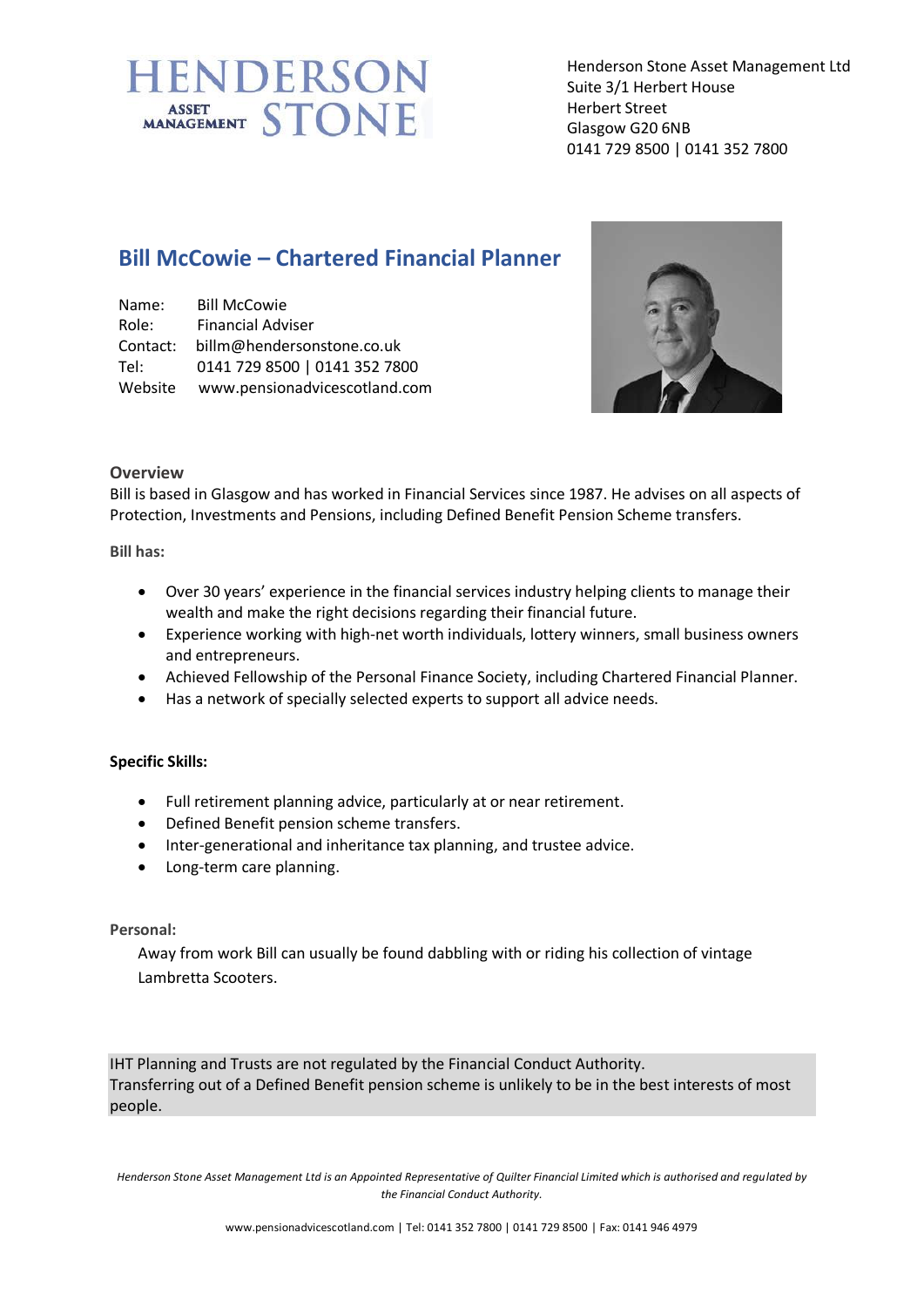HENDERSON ASSET MANAGEMENT STONE

Henderson Stone Asset Management Ltd
Suite 3/1 Herbert House
Herbert Street
Glasgow G20 6NB
0141 729 8500 | 0141 352 7800

## Bill McCowie – Chartered Financial Planner

Name: Bill McCowie
Role: Financial Adviser
Contact: billm@hendersonstone.co.uk
Tel: 0141 729 8500 | 0141 352 7800
Website www.pensionadvicescotland.com

### Overview

Bill is based in Glasgow and has worked in Financial Services since 1987. He advises on all aspects of Protection, Investments and Pensions, including Defined Benefit Pension Scheme transfers.

**Bill has:**

- Over 30 years' experience in the financial services industry helping clients to manage their wealth and make the right decisions regarding their financial future.
- Experience working with high-net worth individuals, lottery winners, small business owners and entrepreneurs.
- Achieved Fellowship of the Personal Finance Society, including Chartered Financial Planner.
- Has a network of specially selected experts to support all advice needs.

**Specific Skills:**

- Full retirement planning advice, particularly at or near retirement.
- Defined Benefit pension scheme transfers.
- Inter-generational and inheritance tax planning, and trustee advice.
- Long-term care planning.

**Personal:**

Away from work Bill can usually be found dabbling with or riding his collection of vintage Lambretta Scooters.

IHT Planning and Trusts are not regulated by the Financial Conduct Authority.
Transferring out of a Defined Benefit pension scheme is unlikely to be in the best interests of most people.

*Henderson Stone Asset Management Ltd is an Appointed Representative of Quilter Financial Limited which is authorised and regulated by the Financial Conduct Authority.*

www.pensionadvicescotland.com | Tel: 0141 352 7800 | 0141 729 8500 | Fax: 0141 946 4979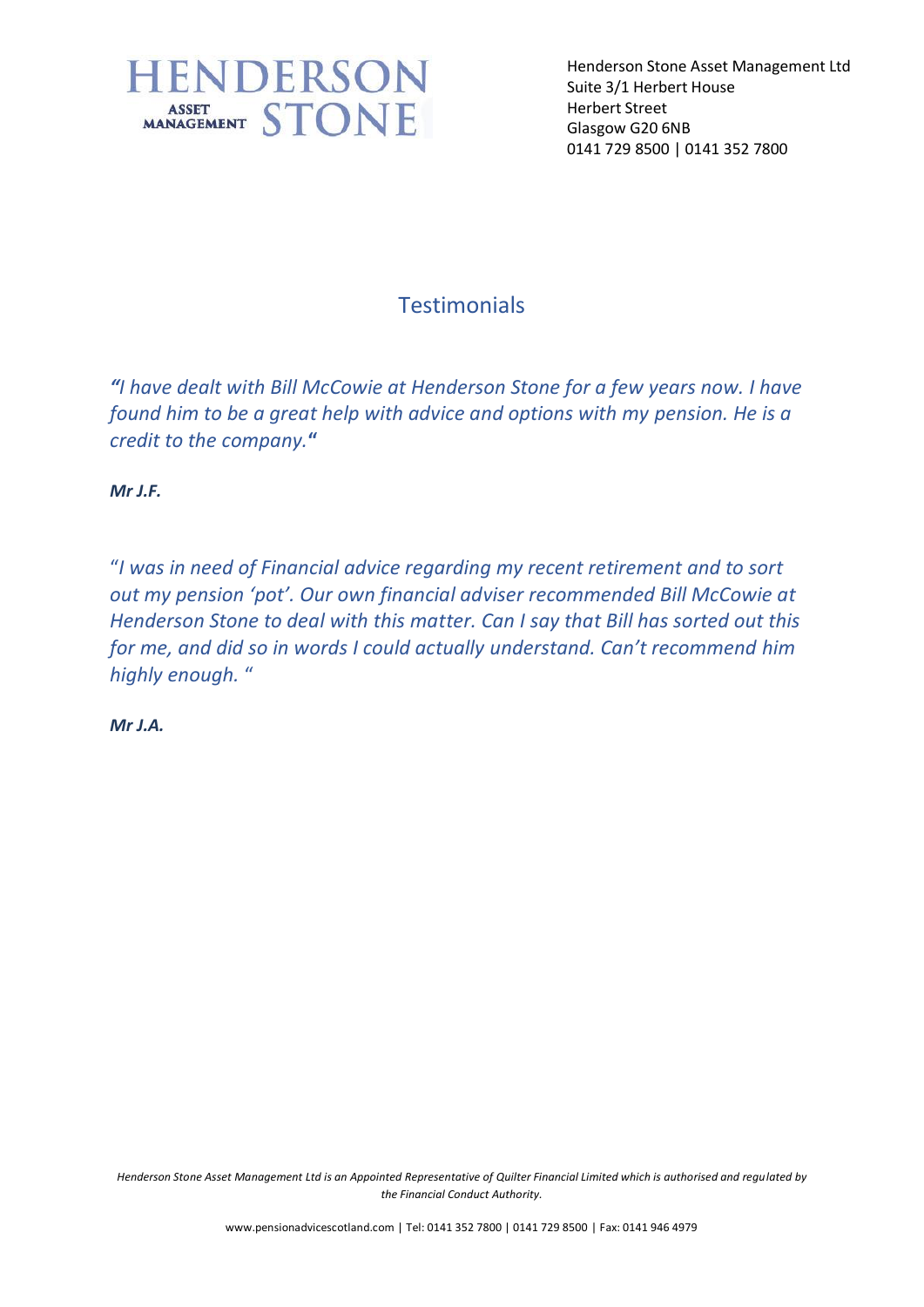HENDERSON ASSET MANAGEMENT STONE

Henderson Stone Asset Management Ltd
Suite 3/1 Herbert House
Herbert Street
Glasgow G20 6NB
0141 729 8500 | 0141 352 7800

## Testimonials

*"I have dealt with Bill McCowie at Henderson Stone for a few years now. I have found him to be a great help with advice and options with my pension. He is a credit to the company."*

***Mr J.F.***

"*I was in need of Financial advice regarding my recent retirement and to sort out my pension 'pot'. Our own financial adviser recommended Bill McCowie at Henderson Stone to deal with this matter. Can I say that Bill has sorted out this for me, and did so in words I could actually understand. Can't recommend him highly enough. "*

***Mr J.A.***

*Henderson Stone Asset Management Ltd is an Appointed Representative of Quilter Financial Limited which is authorised and regulated by the Financial Conduct Authority.*

www.pensionadvicescotland.com | Tel: 0141 352 7800 | 0141 729 8500 | Fax: 0141 946 4979